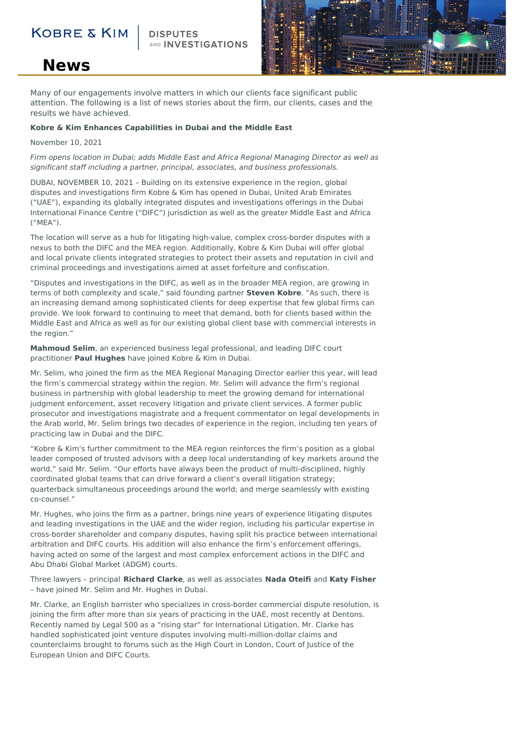# News

Many of our engagements involve matters in which our clients face significant public attention. The following is a list of news stories about the firm, our clients, cases and the results we have achieved.

**Kobre & Kim Enhances Capabilities in Dubai and the Middle East**

November 10, 2021

*Firm opens location in Dubai; adds Middle East and Africa Regional Managing Director as well as significant staff including a partner, principal, associates, and business professionals.*

DUBAI, NOVEMBER 10, 2021 – Building on its extensive experience in the region, global disputes and investigations firm Kobre & Kim has opened in Dubai, United Arab Emirates ("UAE"), expanding its globally integrated disputes and investigations offerings in the Dubai International Finance Centre ("DIFC") jurisdiction as well as the greater Middle East and Africa ("MEA").

The location will serve as a hub for litigating high-value, complex cross-border disputes with a nexus to both the DIFC and the MEA region. Additionally, Kobre & Kim Dubai will offer global and local private clients integrated strategies to protect their assets and reputation in civil and criminal proceedings and investigations aimed at asset forfeiture and confiscation.

"Disputes and investigations in the DIFC, as well as in the broader MEA region, are growing in terms of both complexity and scale," said founding partner **Steven Kobre**. "As such, there is an increasing demand among sophisticated clients for deep expertise that few global firms can provide. We look forward to continuing to meet that demand, both for clients based within the Middle East and Africa as well as for our existing global client base with commercial interests in the region."

**Mahmoud Selim**, an experienced business legal professional, and leading DIFC court practitioner **Paul Hughes** have joined Kobre & Kim in Dubai.

Mr. Selim, who joined the firm as the MEA Regional Managing Director earlier this year, will lead the firm's commercial strategy within the region. Mr. Selim will advance the firm's regional business in partnership with global leadership to meet the growing demand for international judgment enforcement, asset recovery litigation and private client services. A former public prosecutor and investigations magistrate and a frequent commentator on legal developments in the Arab world, Mr. Selim brings two decades of experience in the region, including ten years of practicing law in Dubai and the DIFC.

"Kobre & Kim's further commitment to the MEA region reinforces the firm's position as a global leader composed of trusted advisors with a deep local understanding of key markets around the world," said Mr. Selim. "Our efforts have always been the product of multi-disciplined, highly coordinated global teams that can drive forward a client's overall litigation strategy; quarterback simultaneous proceedings around the world; and merge seamlessly with existing co-counsel."

Mr. Hughes, who joins the firm as a partner, brings nine years of experience litigating disputes and leading investigations in the UAE and the wider region, including his particular expertise in cross-border shareholder and company disputes, having split his practice between international arbitration and DIFC courts. His addition will also enhance the firm's enforcement offerings, having acted on some of the largest and most complex enforcement actions in the DIFC and Abu Dhabi Global Market (ADGM) courts.

Three lawyers – principal **Richard Clarke**, as well as associates **Nada Oteifi** and **Katy Fisher** – have joined Mr. Selim and Mr. Hughes in Dubai.

Mr. Clarke, an English barrister who specializes in cross-border commercial dispute resolution, is joining the firm after more than six years of practicing in the UAE, most recently at Dentons. Recently named by Legal 500 as a "rising star" for International Litigation, Mr. Clarke has handled sophisticated joint venture disputes involving multi-million-dollar claims and counterclaims brought to forums such as the High Court in London, Court of Justice of the European Union and DIFC Courts.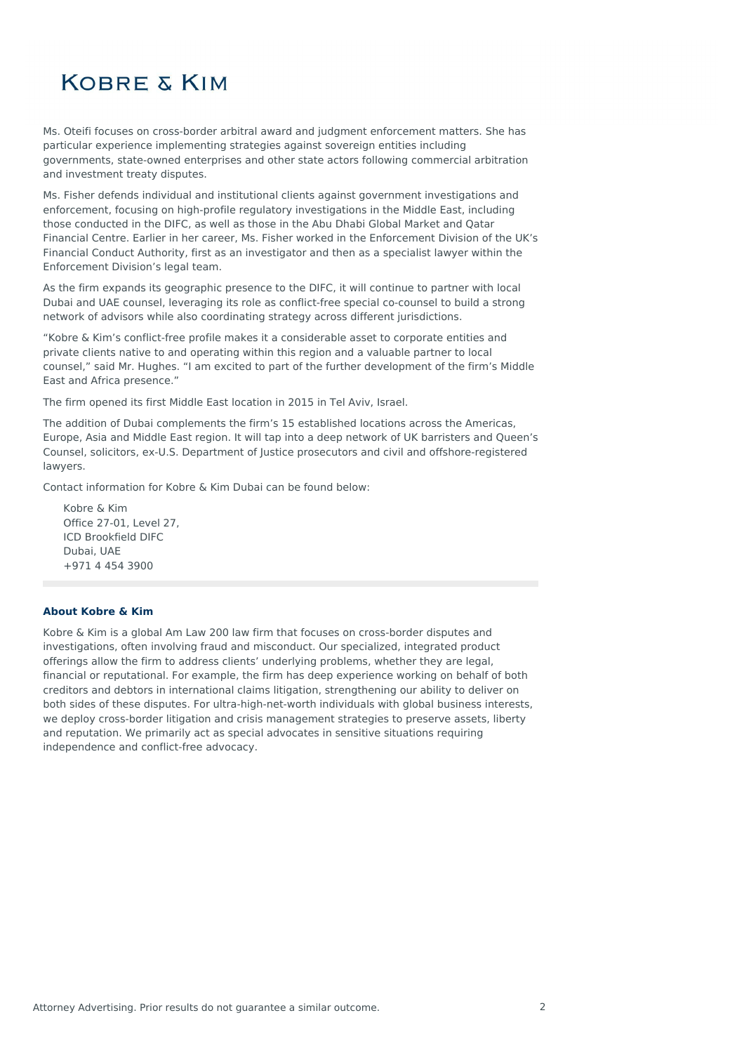Ms. Oteifi focuses on cross-border arbitral award and judgment enforcement matters. She has particular experience implementing strategies against sovereign entities including governments, state-owned enterprises and other state actors following commercial arbitration and investment treaty disputes.

Ms. Fisher defends individual and institutional clients against government investigations and enforcement, focusing on high-profile regulatory investigations in the Middle East, including those conducted in the DIFC, as well as those in the Abu Dhabi Global Market and Qatar Financial Centre. Earlier in her career, Ms. Fisher worked in the Enforcement Division of the UK's Financial Conduct Authority, first as an investigator and then as a specialist lawyer within the Enforcement Division's legal team.

As the firm expands its geographic presence to the DIFC, it will continue to partner with local Dubai and UAE counsel, leveraging its role as conflict-free special co-counsel to build a strong network of advisors while also coordinating strategy across different jurisdictions.

"Kobre & Kim's conflict-free profile makes it a considerable asset to corporate entities and private clients native to and operating within this region and a valuable partner to local counsel," said Mr. Hughes. "I am excited to part of the further development of the firm's Middle East and Africa presence."

The firm opened its first Middle East location in 2015 in Tel Aviv, Israel.

The addition of Dubai complements the firm's 15 established locations across the Americas, Europe, Asia and Middle East region. It will tap into a deep network of UK barristers and Queen's Counsel, solicitors, ex-U.S. Department of Justice prosecutors and civil and offshore-registered lawyers.

Contact information for Kobre & Kim Dubai can be found below:

> Kobre & Kim
> Office 27-01, Level 27,
> ICD Brookfield DIFC
> Dubai, UAE
> +971 4 454 3900

**About Kobre & Kim**

Kobre & Kim is a global Am Law 200 law firm that focuses on cross-border disputes and investigations, often involving fraud and misconduct. Our specialized, integrated product offerings allow the firm to address clients' underlying problems, whether they are legal, financial or reputational. For example, the firm has deep experience working on behalf of both creditors and debtors in international claims litigation, strengthening our ability to deliver on both sides of these disputes. For ultra-high-net-worth individuals with global business interests, we deploy cross-border litigation and crisis management strategies to preserve assets, liberty and reputation. We primarily act as special advocates in sensitive situations requiring independence and conflict-free advocacy.

Attorney Advertising. Prior results do not guarantee a similar outcome.